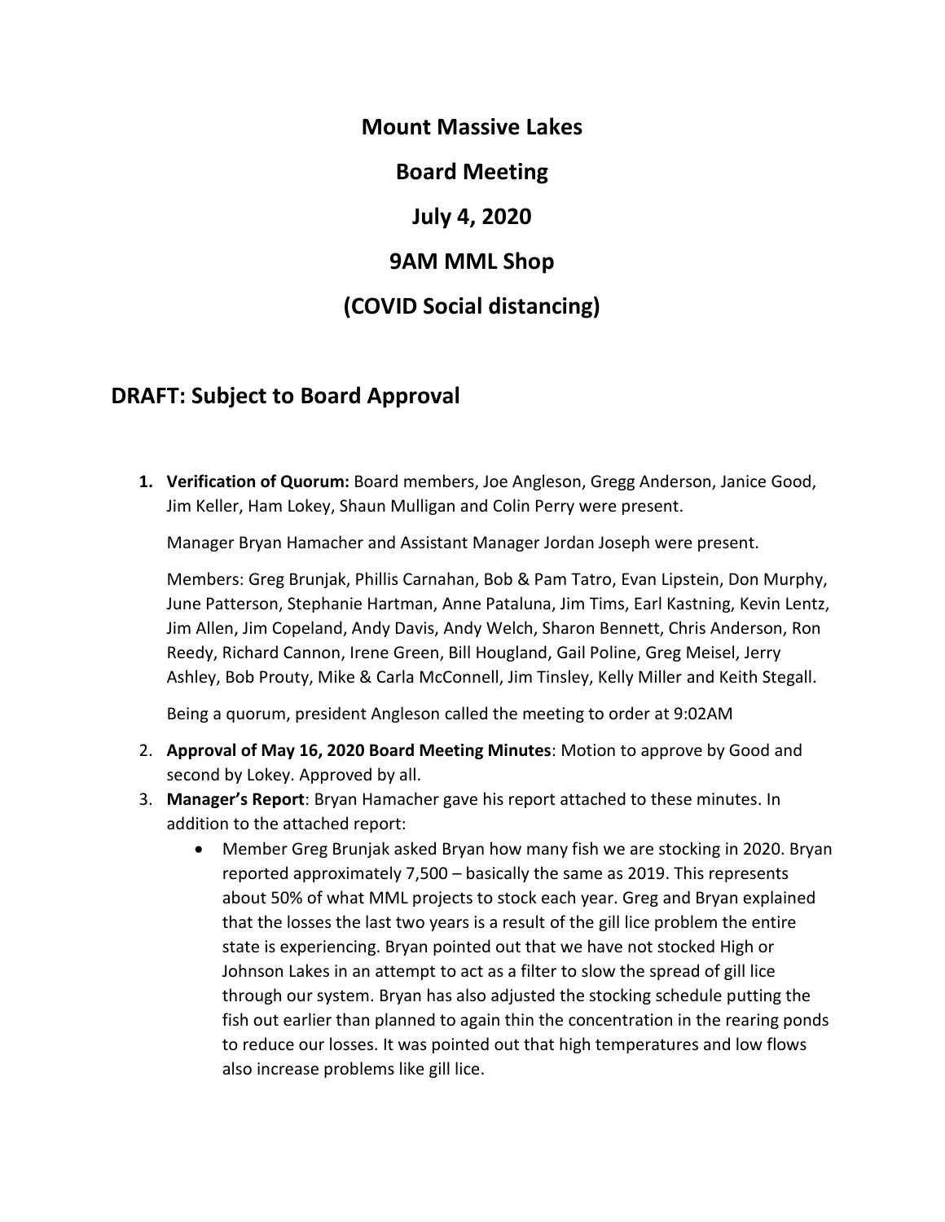# Mount Massive Lakes

# Board Meeting

# July 4, 2020

# 9AM MML Shop

# (COVID Social distancing)

## DRAFT: Subject to Board Approval

1. **Verification of Quorum:** Board members, Joe Angleson, Gregg Anderson, Janice Good, Jim Keller, Ham Lokey, Shaun Mulligan and Colin Perry were present.

   Manager Bryan Hamacher and Assistant Manager Jordan Joseph were present.

   Members: Greg Brunjak, Phillis Carnahan, Bob & Pam Tatro, Evan Lipstein, Don Murphy, June Patterson, Stephanie Hartman, Anne Pataluna, Jim Tims, Earl Kastning, Kevin Lentz, Jim Allen, Jim Copeland, Andy Davis, Andy Welch, Sharon Bennett, Chris Anderson, Ron Reedy, Richard Cannon, Irene Green, Bill Hougland, Gail Poline, Greg Meisel, Jerry Ashley, Bob Prouty, Mike & Carla McConnell, Jim Tinsley, Kelly Miller and Keith Stegall.

   Being a quorum, president Angleson called the meeting to order at 9:02AM

2. **Approval of May 16, 2020 Board Meeting Minutes**: Motion to approve by Good and second by Lokey. Approved by all.
3. **Manager's Report**: Bryan Hamacher gave his report attached to these minutes. In addition to the attached report:
   - Member Greg Brunjak asked Bryan how many fish we are stocking in 2020. Bryan reported approximately 7,500 – basically the same as 2019. This represents about 50% of what MML projects to stock each year. Greg and Bryan explained that the losses the last two years is a result of the gill lice problem the entire state is experiencing. Bryan pointed out that we have not stocked High or Johnson Lakes in an attempt to act as a filter to slow the spread of gill lice through our system. Bryan has also adjusted the stocking schedule putting the fish out earlier than planned to again thin the concentration in the rearing ponds to reduce our losses. It was pointed out that high temperatures and low flows also increase problems like gill lice.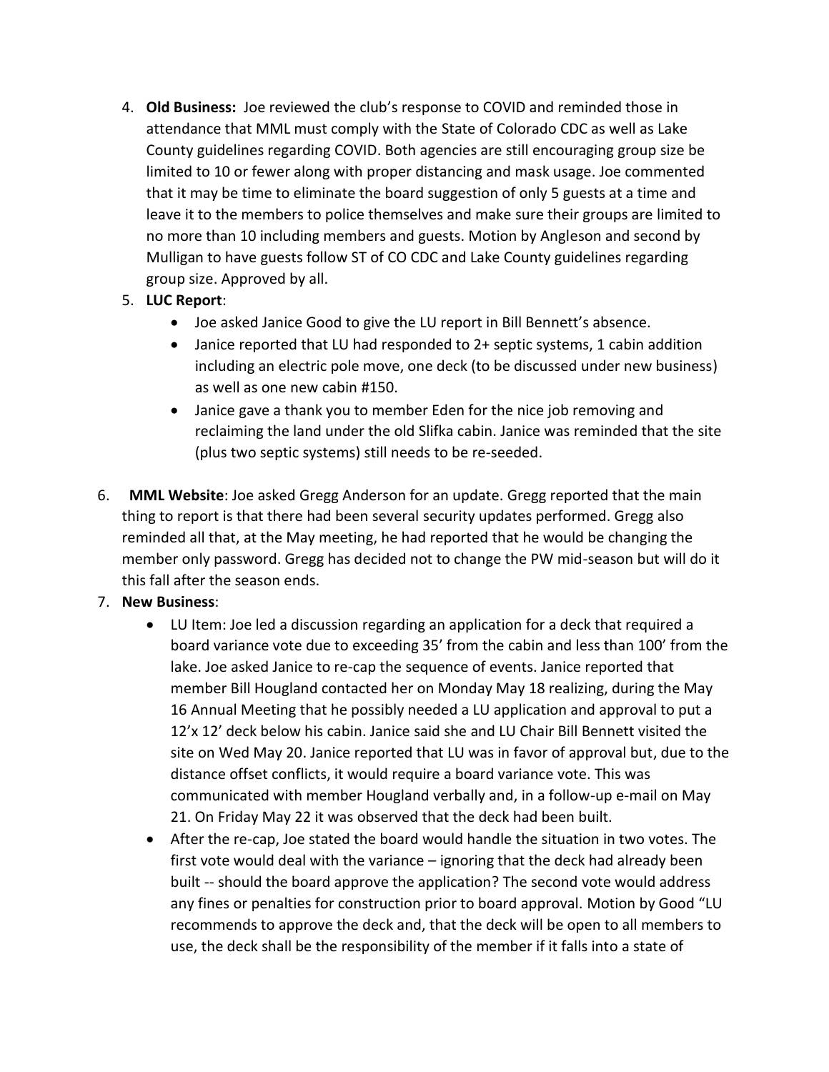4. **Old Business:** Joe reviewed the club's response to COVID and reminded those in attendance that MML must comply with the State of Colorado CDC as well as Lake County guidelines regarding COVID. Both agencies are still encouraging group size be limited to 10 or fewer along with proper distancing and mask usage. Joe commented that it may be time to eliminate the board suggestion of only 5 guests at a time and leave it to the members to police themselves and make sure their groups are limited to no more than 10 including members and guests. Motion by Angleson and second by Mulligan to have guests follow ST of CO CDC and Lake County guidelines regarding group size. Approved by all.

5. **LUC Report**:
   - Joe asked Janice Good to give the LU report in Bill Bennett's absence.
   - Janice reported that LU had responded to 2+ septic systems, 1 cabin addition including an electric pole move, one deck (to be discussed under new business) as well as one new cabin #150.
   - Janice gave a thank you to member Eden for the nice job removing and reclaiming the land under the old Slifka cabin. Janice was reminded that the site (plus two septic systems) still needs to be re-seeded.

6. **MML Website**: Joe asked Gregg Anderson for an update. Gregg reported that the main thing to report is that there had been several security updates performed. Gregg also reminded all that, at the May meeting, he had reported that he would be changing the member only password. Gregg has decided not to change the PW mid-season but will do it this fall after the season ends.

7. **New Business**:
   - LU Item: Joe led a discussion regarding an application for a deck that required a board variance vote due to exceeding 35' from the cabin and less than 100' from the lake. Joe asked Janice to re-cap the sequence of events. Janice reported that member Bill Hougland contacted her on Monday May 18 realizing, during the May 16 Annual Meeting that he possibly needed a LU application and approval to put a 12'x 12' deck below his cabin. Janice said she and LU Chair Bill Bennett visited the site on Wed May 20. Janice reported that LU was in favor of approval but, due to the distance offset conflicts, it would require a board variance vote. This was communicated with member Hougland verbally and, in a follow-up e-mail on May 21. On Friday May 22 it was observed that the deck had been built.
   - After the re-cap, Joe stated the board would handle the situation in two votes. The first vote would deal with the variance – ignoring that the deck had already been built -- should the board approve the application? The second vote would address any fines or penalties for construction prior to board approval. Motion by Good "LU recommends to approve the deck and, that the deck will be open to all members to use, the deck shall be the responsibility of the member if it falls into a state of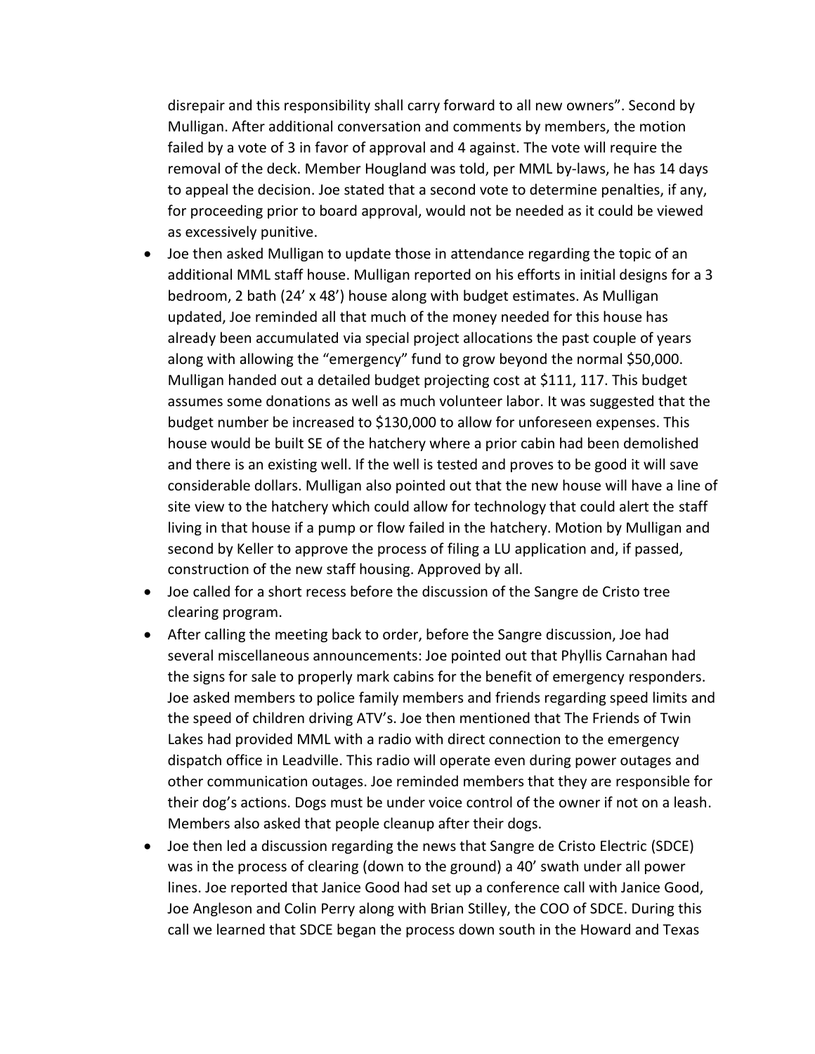disrepair and this responsibility shall carry forward to all new owners". Second by Mulligan. After additional conversation and comments by members, the motion failed by a vote of 3 in favor of approval and 4 against. The vote will require the removal of the deck. Member Hougland was told, per MML by-laws, he has 14 days to appeal the decision. Joe stated that a second vote to determine penalties, if any, for proceeding prior to board approval, would not be needed as it could be viewed as excessively punitive.

- Joe then asked Mulligan to update those in attendance regarding the topic of an additional MML staff house. Mulligan reported on his efforts in initial designs for a 3 bedroom, 2 bath (24' x 48') house along with budget estimates. As Mulligan updated, Joe reminded all that much of the money needed for this house has already been accumulated via special project allocations the past couple of years along with allowing the "emergency" fund to grow beyond the normal $50,000. Mulligan handed out a detailed budget projecting cost at $111, 117. This budget assumes some donations as well as much volunteer labor. It was suggested that the budget number be increased to $130,000 to allow for unforeseen expenses. This house would be built SE of the hatchery where a prior cabin had been demolished and there is an existing well. If the well is tested and proves to be good it will save considerable dollars. Mulligan also pointed out that the new house will have a line of site view to the hatchery which could allow for technology that could alert the staff living in that house if a pump or flow failed in the hatchery. Motion by Mulligan and second by Keller to approve the process of filing a LU application and, if passed, construction of the new staff housing. Approved by all.
- Joe called for a short recess before the discussion of the Sangre de Cristo tree clearing program.
- After calling the meeting back to order, before the Sangre discussion, Joe had several miscellaneous announcements: Joe pointed out that Phyllis Carnahan had the signs for sale to properly mark cabins for the benefit of emergency responders. Joe asked members to police family members and friends regarding speed limits and the speed of children driving ATV's. Joe then mentioned that The Friends of Twin Lakes had provided MML with a radio with direct connection to the emergency dispatch office in Leadville. This radio will operate even during power outages and other communication outages. Joe reminded members that they are responsible for their dog's actions. Dogs must be under voice control of the owner if not on a leash. Members also asked that people cleanup after their dogs.
- Joe then led a discussion regarding the news that Sangre de Cristo Electric (SDCE) was in the process of clearing (down to the ground) a 40' swath under all power lines. Joe reported that Janice Good had set up a conference call with Janice Good, Joe Angleson and Colin Perry along with Brian Stilley, the COO of SDCE. During this call we learned that SDCE began the process down south in the Howard and Texas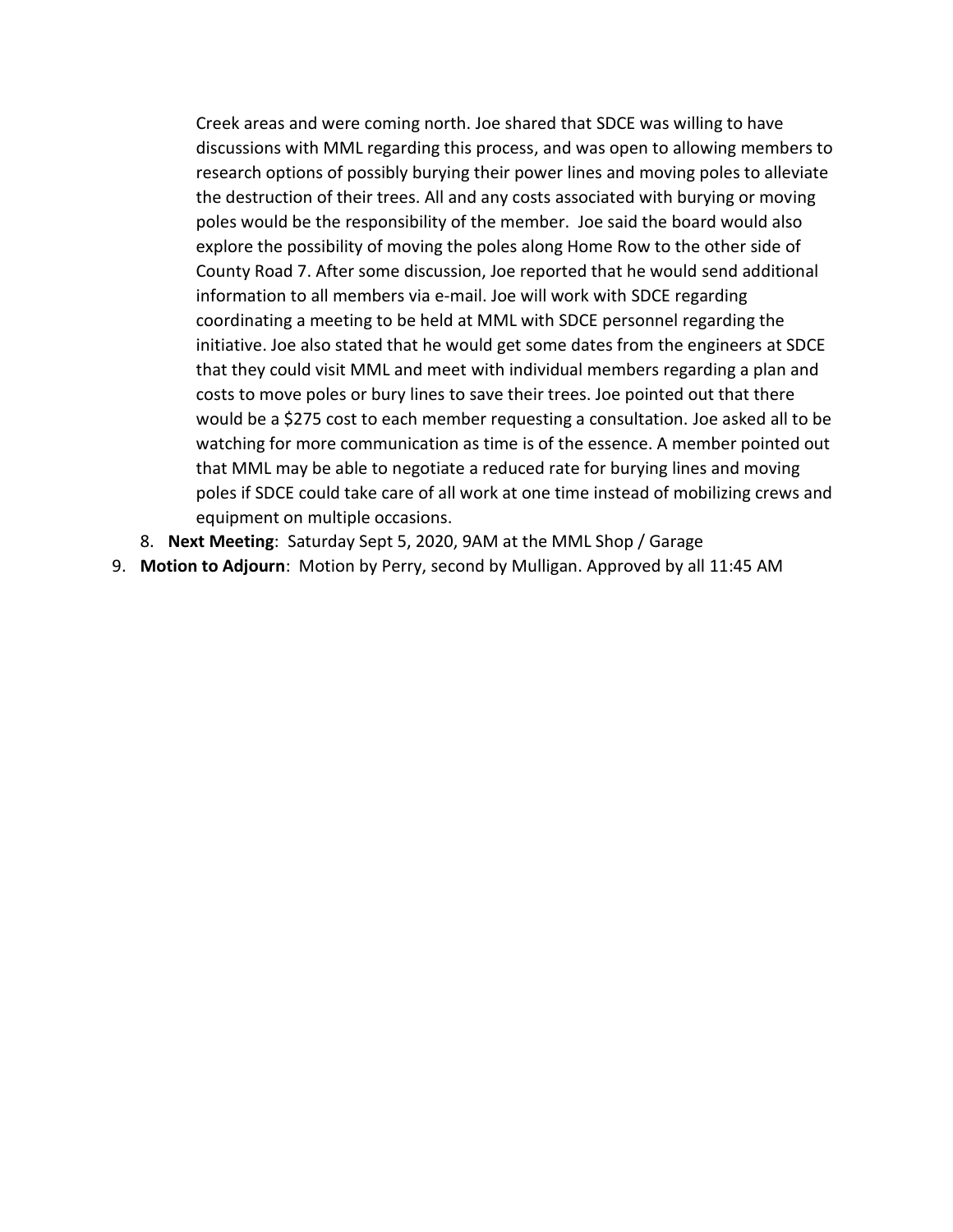Creek areas and were coming north. Joe shared that SDCE was willing to have discussions with MML regarding this process, and was open to allowing members to research options of possibly burying their power lines and moving poles to alleviate the destruction of their trees. All and any costs associated with burying or moving poles would be the responsibility of the member. Joe said the board would also explore the possibility of moving the poles along Home Row to the other side of County Road 7. After some discussion, Joe reported that he would send additional information to all members via e-mail. Joe will work with SDCE regarding coordinating a meeting to be held at MML with SDCE personnel regarding the initiative. Joe also stated that he would get some dates from the engineers at SDCE that they could visit MML and meet with individual members regarding a plan and costs to move poles or bury lines to save their trees. Joe pointed out that there would be a $275 cost to each member requesting a consultation. Joe asked all to be watching for more communication as time is of the essence. A member pointed out that MML may be able to negotiate a reduced rate for burying lines and moving poles if SDCE could take care of all work at one time instead of mobilizing crews and equipment on multiple occasions.

8. **Next Meeting**: Saturday Sept 5, 2020, 9AM at the MML Shop / Garage
9. **Motion to Adjourn**: Motion by Perry, second by Mulligan. Approved by all 11:45 AM